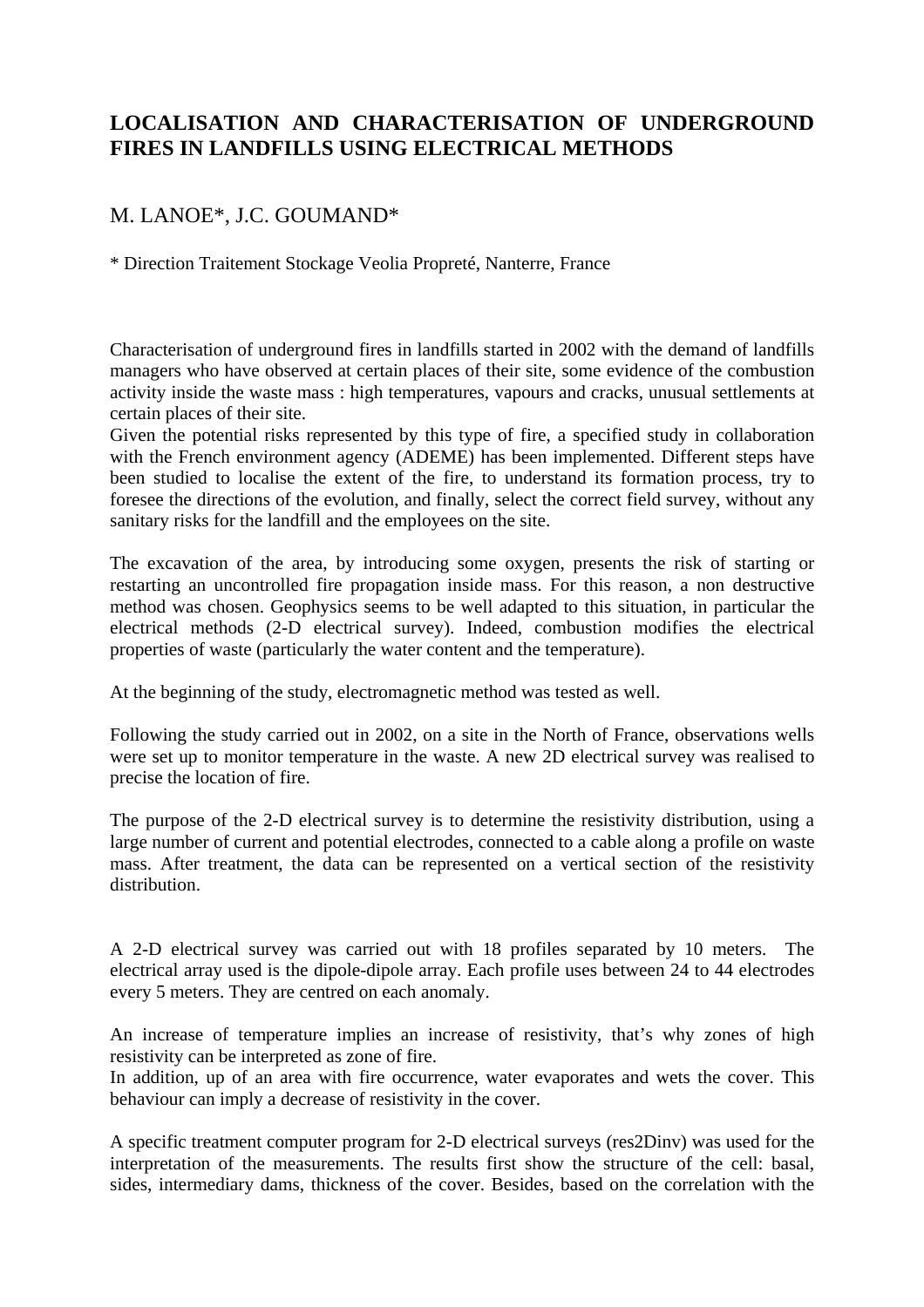# LOCALISATION AND CHARACTERISATION OF UNDERGROUND FIRES IN LANDFILLS USING ELECTRICAL METHODS

M. LANOE*, J.C. GOUMAND*

* Direction Traitement Stockage Veolia Propreté, Nanterre, France

Characterisation of underground fires in landfills started in 2002 with the demand of landfills managers who have observed at certain places of their site, some evidence of the combustion activity inside the waste mass : high temperatures, vapours and cracks, unusual settlements at certain places of their site.
Given the potential risks represented by this type of fire, a specified study in collaboration with the French environment agency (ADEME) has been implemented. Different steps have been studied to localise the extent of the fire, to understand its formation process, try to foresee the directions of the evolution, and finally, select the correct field survey, without any sanitary risks for the landfill and the employees on the site.

The excavation of the area, by introducing some oxygen, presents the risk of starting or restarting an uncontrolled fire propagation inside mass. For this reason, a non destructive method was chosen. Geophysics seems to be well adapted to this situation, in particular the electrical methods (2-D electrical survey). Indeed, combustion modifies the electrical properties of waste (particularly the water content and the temperature).

At the beginning of the study, electromagnetic method was tested as well.

Following the study carried out in 2002, on a site in the North of France, observations wells were set up to monitor temperature in the waste. A new 2D electrical survey was realised to precise the location of fire.

The purpose of the 2-D electrical survey is to determine the resistivity distribution, using a large number of current and potential electrodes, connected to a cable along a profile on waste mass. After treatment, the data can be represented on a vertical section of the resistivity distribution.

A 2-D electrical survey was carried out with 18 profiles separated by 10 meters. The electrical array used is the dipole-dipole array. Each profile uses between 24 to 44 electrodes every 5 meters. They are centred on each anomaly.

An increase of temperature implies an increase of resistivity, that's why zones of high resistivity can be interpreted as zone of fire.
In addition, up of an area with fire occurrence, water evaporates and wets the cover. This behaviour can imply a decrease of resistivity in the cover.

A specific treatment computer program for 2-D electrical surveys (res2Dinv) was used for the interpretation of the measurements. The results first show the structure of the cell: basal, sides, intermediary dams, thickness of the cover. Besides, based on the correlation with the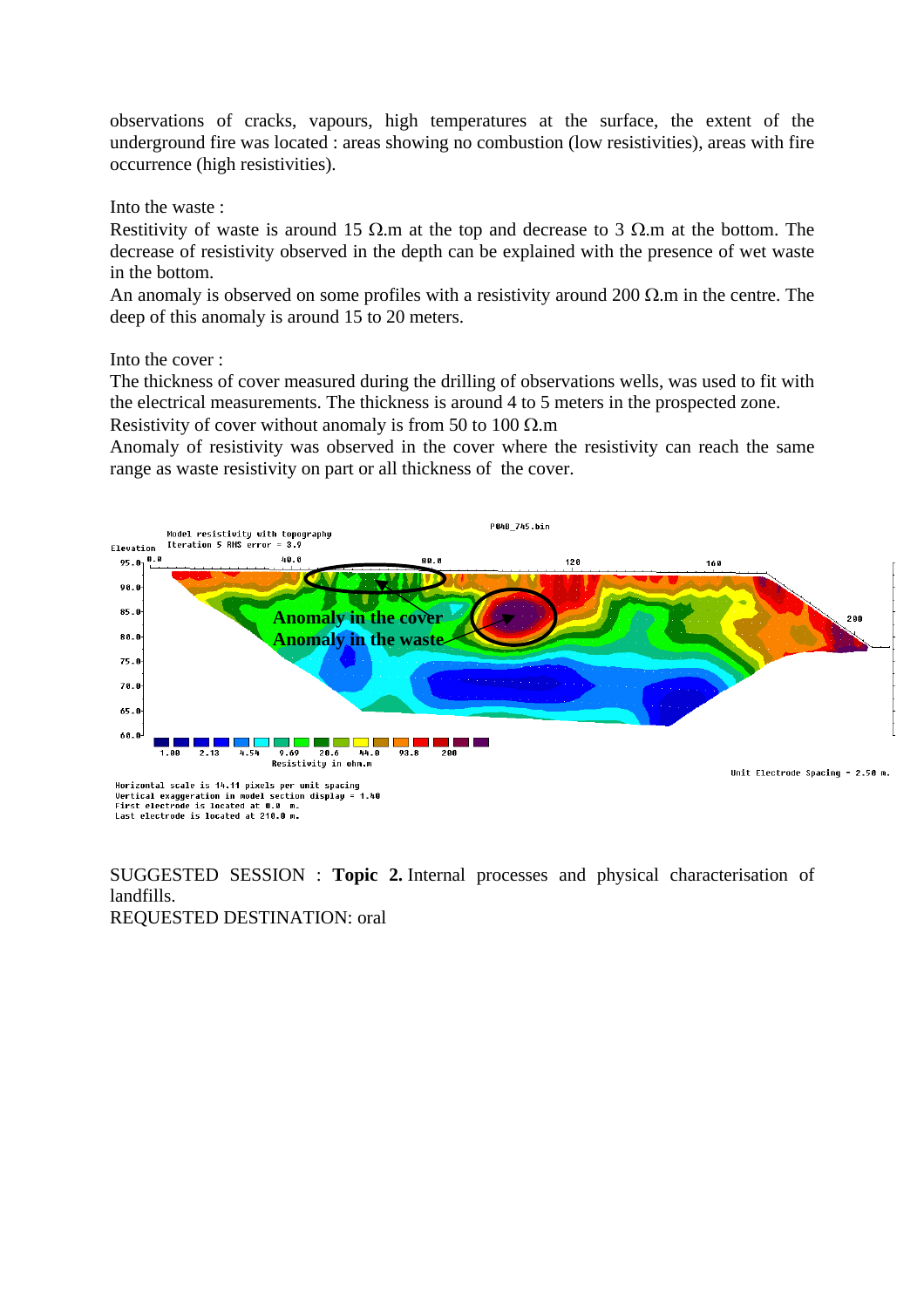observations of cracks, vapours, high temperatures at the surface, the extent of the underground fire was located : areas showing no combustion (low resistivities), areas with fire occurrence (high resistivities).

Into the waste :

Restitivity of waste is around 15 Ω.m at the top and decrease to 3 Ω.m at the bottom. The decrease of resistivity observed in the depth can be explained with the presence of wet waste in the bottom.

An anomaly is observed on some profiles with a resistivity around 200 Ω.m in the centre. The deep of this anomaly is around 15 to 20 meters.

Into the cover :

The thickness of cover measured during the drilling of observations wells, was used to fit with the electrical measurements. The thickness is around 4 to 5 meters in the prospected zone.

Resistivity of cover without anomaly is from 50 to 100 Ω.m

Anomaly of resistivity was observed in the cover where the resistivity can reach the same range as waste resistivity on part or all thickness of the cover.

P04B_745.bin

Model resistivity with topography

Iteration 5 RMS error = 3.9

Elevation

95.0

90.0

85.0

80.0

75.0

70.0

65.0

60.0

0.0

40.0

80.0

120

160

200

Anomaly in the cover

Anomaly in the waste

1.00 2.13 4.54 9.69 20.6 44.0 93.8 200

Resistivity in ohm.m

Unit Electrode Spacing = 2.50 m.

Horizontal scale is 14.11 pixels per unit spacing

Vertical exaggeration in model section display = 1.40

First electrode is located at 0.0 m.

Last electrode is located at 210.0 m.

SUGGESTED SESSION : **Topic 2.** Internal processes and physical characterisation of landfills.

REQUESTED DESTINATION: oral